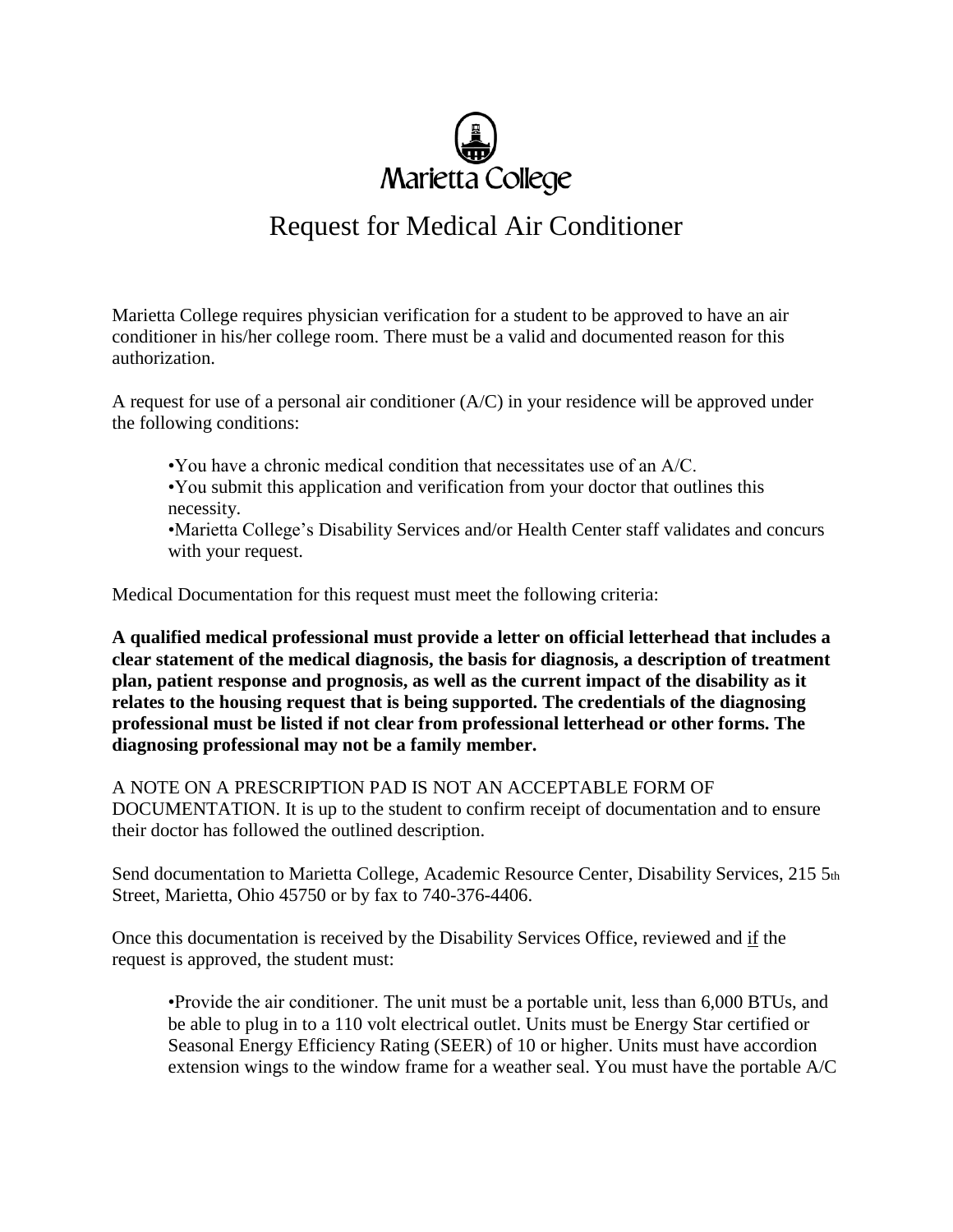Marietta College

# Request for Medical Air Conditioner

Marietta College requires physician verification for a student to be approved to have an air conditioner in his/her college room. There must be a valid and documented reason for this authorization.

A request for use of a personal air conditioner (A/C) in your residence will be approved under the following conditions:

- You have a chronic medical condition that necessitates use of an A/C.
- You submit this application and verification from your doctor that outlines this necessity.
- Marietta College's Disability Services and/or Health Center staff validates and concurs with your request.

Medical Documentation for this request must meet the following criteria:

**A qualified medical professional must provide a letter on official letterhead that includes a clear statement of the medical diagnosis, the basis for diagnosis, a description of treatment plan, patient response and prognosis, as well as the current impact of the disability as it relates to the housing request that is being supported. The credentials of the diagnosing professional must be listed if not clear from professional letterhead or other forms. The diagnosing professional may not be a family member.**

A NOTE ON A PRESCRIPTION PAD IS NOT AN ACCEPTABLE FORM OF DOCUMENTATION. It is up to the student to confirm receipt of documentation and to ensure their doctor has followed the outlined description.

Send documentation to Marietta College, Academic Resource Center, Disability Services, 215 5th Street, Marietta, Ohio 45750 or by fax to 740-376-4406.

Once this documentation is received by the Disability Services Office, reviewed and <u>if</u> the request is approved, the student must:

- Provide the air conditioner. The unit must be a portable unit, less than 6,000 BTUs, and be able to plug in to a 110 volt electrical outlet. Units must be Energy Star certified or Seasonal Energy Efficiency Rating (SEER) of 10 or higher. Units must have accordion extension wings to the window frame for a weather seal. You must have the portable A/C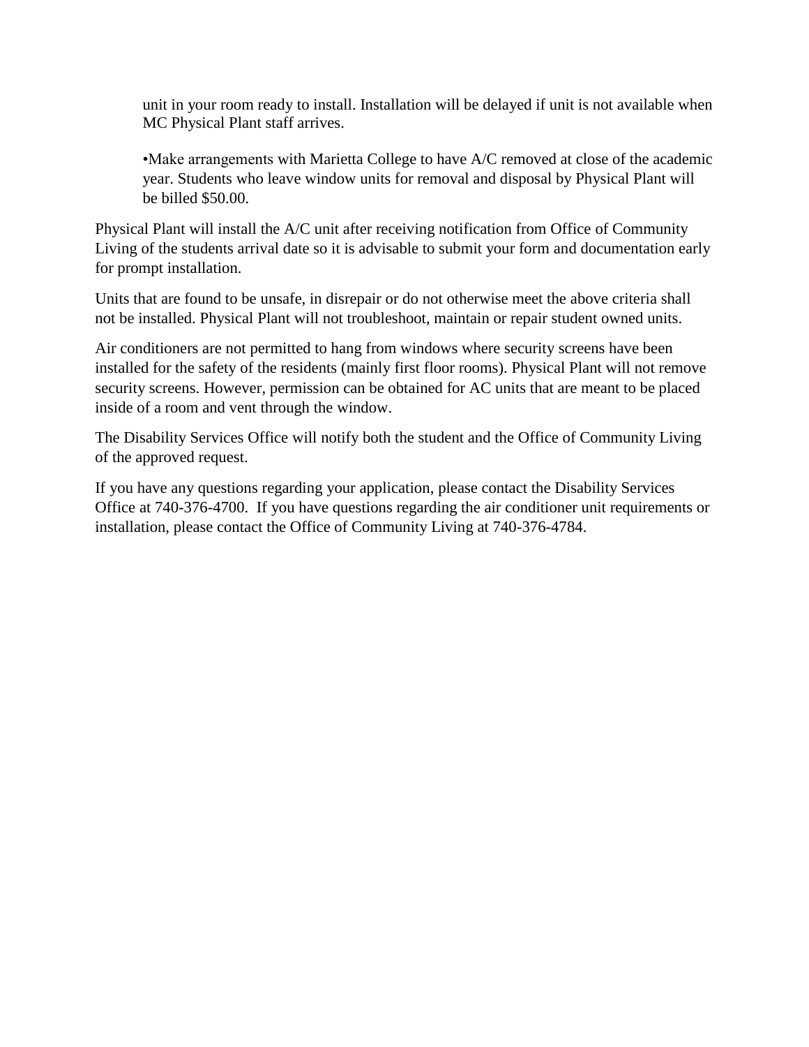unit in your room ready to install. Installation will be delayed if unit is not available when MC Physical Plant staff arrives.

•Make arrangements with Marietta College to have A/C removed at close of the academic year. Students who leave window units for removal and disposal by Physical Plant will be billed $50.00.

Physical Plant will install the A/C unit after receiving notification from Office of Community Living of the students arrival date so it is advisable to submit your form and documentation early for prompt installation.

Units that are found to be unsafe, in disrepair or do not otherwise meet the above criteria shall not be installed. Physical Plant will not troubleshoot, maintain or repair student owned units.

Air conditioners are not permitted to hang from windows where security screens have been installed for the safety of the residents (mainly first floor rooms). Physical Plant will not remove security screens. However, permission can be obtained for AC units that are meant to be placed inside of a room and vent through the window.

The Disability Services Office will notify both the student and the Office of Community Living of the approved request.

If you have any questions regarding your application, please contact the Disability Services Office at 740-376-4700. If you have questions regarding the air conditioner unit requirements or installation, please contact the Office of Community Living at 740-376-4784.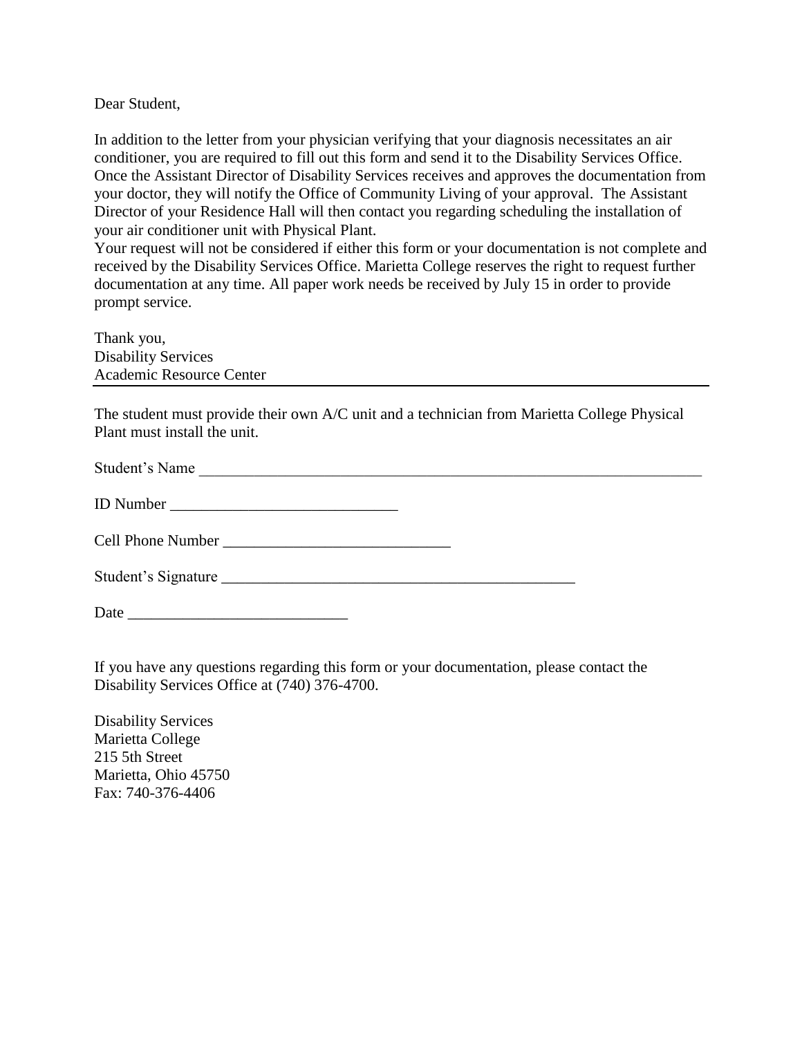Dear Student,

In addition to the letter from your physician verifying that your diagnosis necessitates an air conditioner, you are required to fill out this form and send it to the Disability Services Office. Once the Assistant Director of Disability Services receives and approves the documentation from your doctor, they will notify the Office of Community Living of your approval. The Assistant Director of your Residence Hall will then contact you regarding scheduling the installation of your air conditioner unit with Physical Plant.
Your request will not be considered if either this form or your documentation is not complete and received by the Disability Services Office. Marietta College reserves the right to request further documentation at any time. All paper work needs be received by July 15 in order to provide prompt service.

Thank you,
Disability Services
Academic Resource Center

---

The student must provide their own A/C unit and a technician from Marietta College Physical Plant must install the unit.

Student's Name ___________________________________________________________________

ID Number _____________________________

Cell Phone Number _____________________________

Student's Signature _______________________________________________

Date ____________________________

If you have any questions regarding this form or your documentation, please contact the Disability Services Office at (740) 376-4700.

Disability Services
Marietta College
215 5th Street
Marietta, Ohio 45750
Fax: 740-376-4406